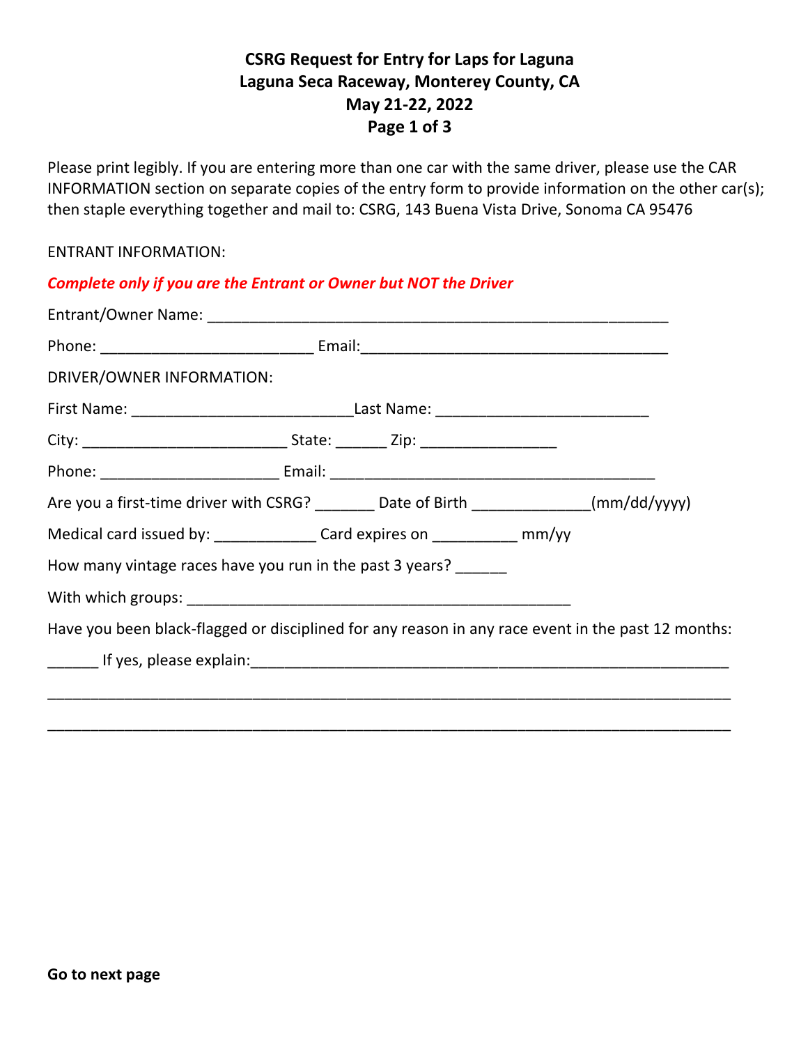# CSRG Request for Entry for Laps for Laguna
## Laguna Seca Raceway, Monterey County, CA
## May 21-22, 2022
## Page 1 of 3

Please print legibly. If you are entering more than one car with the same driver, please use the CAR INFORMATION section on separate copies of the entry form to provide information on the other car(s); then staple everything together and mail to: CSRG, 143 Buena Vista Drive, Sonoma CA 95476

ENTRANT INFORMATION:

***Complete only if you are the Entrant or Owner but NOT the Driver***

Entrant/Owner Name: ________________________________________________________

Phone: _________________________ Email:____________________________________

DRIVER/OWNER INFORMATION:

First Name: __________________________Last Name: _________________________

City: _______________________ State: ______ Zip: ________________

Phone: _____________________ Email: ______________________________________

Are you a first-time driver with CSRG? _______ Date of Birth ______________(mm/dd/yyyy)

Medical card issued by: ____________ Card expires on __________ mm/yy

How many vintage races have you run in the past 3 years? ______

With which groups: _____________________________________________

Have you been black-flagged or disciplined for any reason in any race event in the past 12 months:

______ If yes, please explain:__________________________________________________________

________________________________________________________________________________

________________________________________________________________________________

**Go to next page**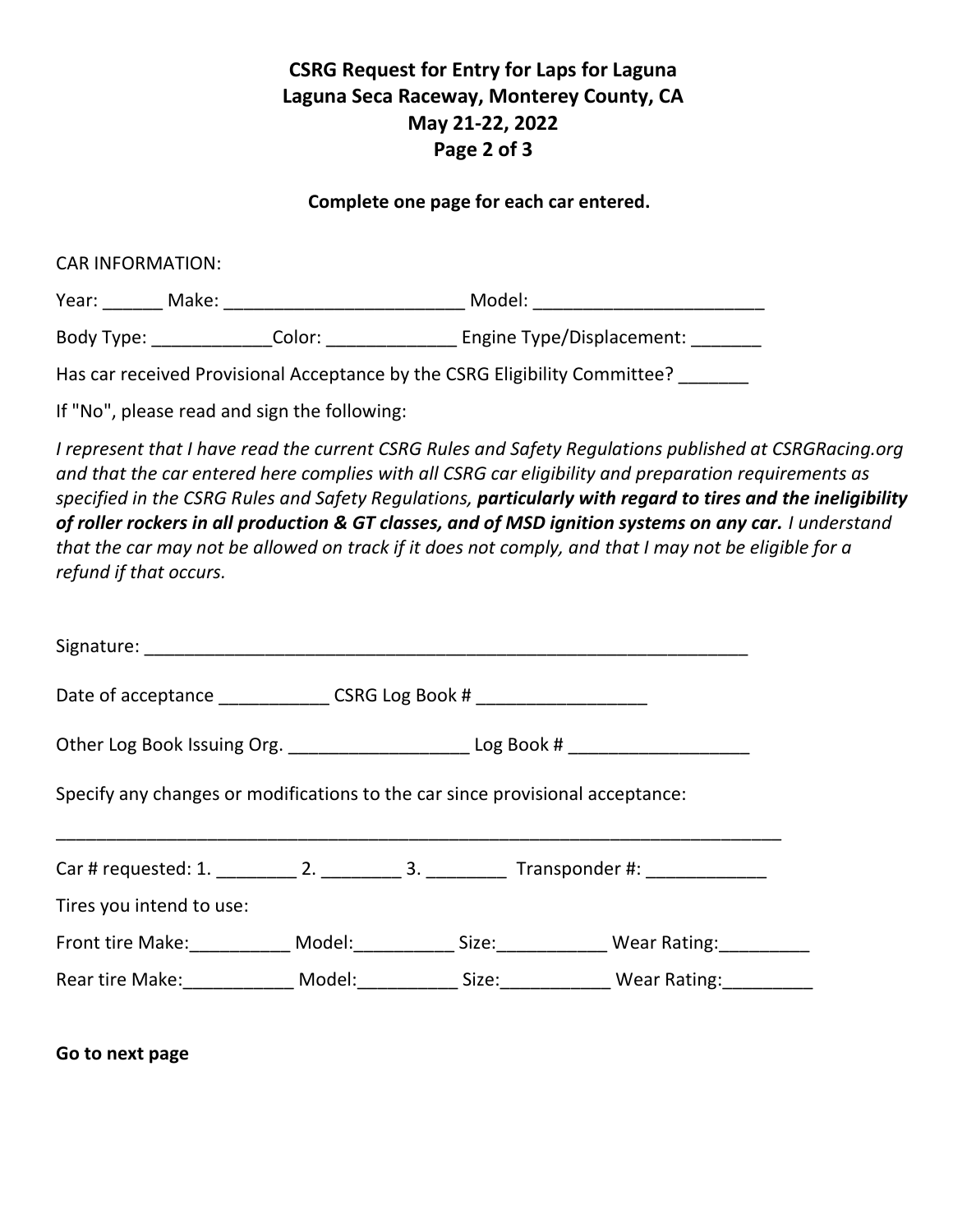**CSRG Request for Entry for Laps for Laguna**
**Laguna Seca Raceway, Monterey County, CA**
**May 21-22, 2022**
**Page 2 of 3**

**Complete one page for each car entered.**

CAR INFORMATION:

Year: ______ Make: ________________________ Model: _______________________

Body Type: ____________Color: _____________ Engine Type/Displacement: _______

Has car received Provisional Acceptance by the CSRG Eligibility Committee? _______

If "No", please read and sign the following:

*I represent that I have read the current CSRG Rules and Safety Regulations published at CSRGRacing.org and that the car entered here complies with all CSRG car eligibility and preparation requirements as specified in the CSRG Rules and Safety Regulations, **particularly with regard to tires and the ineligibility of roller rockers in all production & GT classes, and of MSD ignition systems on any car.** I understand that the car may not be allowed on track if it does not comply, and that I may not be eligible for a refund if that occurs.*

Signature: _____________________________________________________________

Date of acceptance ___________ CSRG Log Book # _________________

Other Log Book Issuing Org. __________________ Log Book # __________________

Specify any changes or modifications to the car since provisional acceptance:

___________________________________________________________________________

Car # requested: 1. ________ 2. ________ 3. ________ Transponder #: ____________

Tires you intend to use:

Front tire Make:__________ Model:__________ Size:___________ Wear Rating:_________

Rear tire Make:___________ Model:__________ Size:___________ Wear Rating:_________

**Go to next page**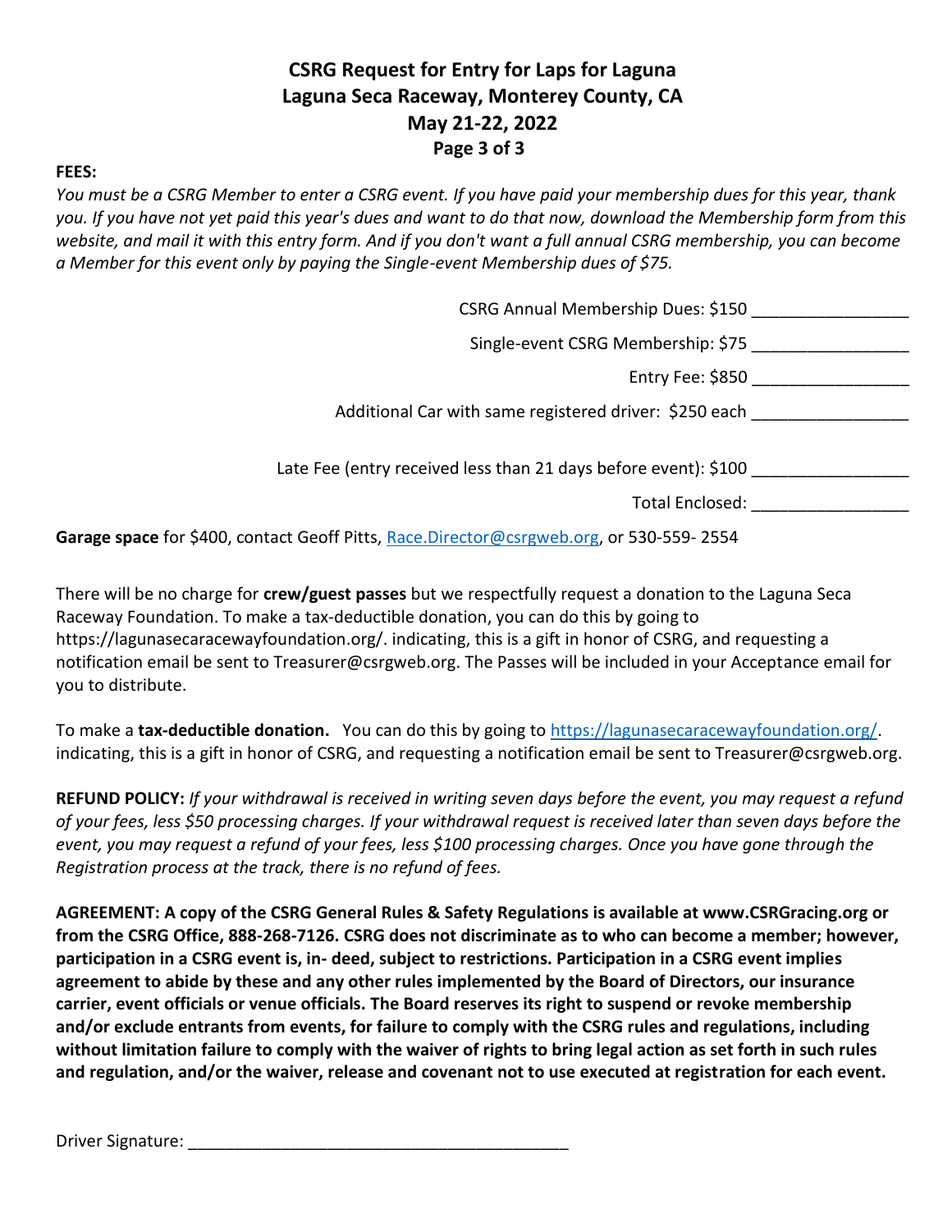# CSRG Request for Entry for Laps for Laguna
# Laguna Seca Raceway, Monterey County, CA
# May 21-22, 2022
## Page 3 of 3

**FEES:**

*You must be a CSRG Member to enter a CSRG event. If you have paid your membership dues for this year, thank you. If you have not yet paid this year's dues and want to do that now, download the Membership form from this website, and mail it with this entry form. And if you don't want a full annual CSRG membership, you can become a Member for this event only by paying the Single-event Membership dues of $75.*

CSRG Annual Membership Dues: $150 ________________

Single-event CSRG Membership: $75 ________________

Entry Fee: $850 ________________

Additional Car with same registered driver: $250 each ________________

Late Fee (entry received less than 21 days before event): $100 ________________

Total Enclosed: ________________

**Garage space** for $400, contact Geoff Pitts, Race.Director@csrgweb.org, or 530-559- 2554

There will be no charge for **crew/guest passes** but we respectfully request a donation to the Laguna Seca Raceway Foundation. To make a tax-deductible donation, you can do this by going to https://lagunasecaracewayfoundation.org/. indicating, this is a gift in honor of CSRG, and requesting a notification email be sent to Treasurer@csrgweb.org. The Passes will be included in your Acceptance email for you to distribute.

To make a **tax-deductible donation.** You can do this by going to https://lagunasecaracewayfoundation.org/. indicating, this is a gift in honor of CSRG, and requesting a notification email be sent to Treasurer@csrgweb.org.

**REFUND POLICY:** *If your withdrawal is received in writing seven days before the event, you may request a refund of your fees, less $50 processing charges. If your withdrawal request is received later than seven days before the event, you may request a refund of your fees, less $100 processing charges. Once you have gone through the Registration process at the track, there is no refund of fees.*

**AGREEMENT: A copy of the CSRG General Rules & Safety Regulations is available at www.CSRGracing.org or from the CSRG Office, 888-268-7126. CSRG does not discriminate as to who can become a member; however, participation in a CSRG event is, in- deed, subject to restrictions. Participation in a CSRG event implies agreement to abide by these and any other rules implemented by the Board of Directors, our insurance carrier, event officials or venue officials. The Board reserves its right to suspend or revoke membership and/or exclude entrants from events, for failure to comply with the CSRG rules and regulations, including without limitation failure to comply with the waiver of rights to bring legal action as set forth in such rules and regulation, and/or the waiver, release and covenant not to use executed at registration for each event.**

Driver Signature: __________________________________________